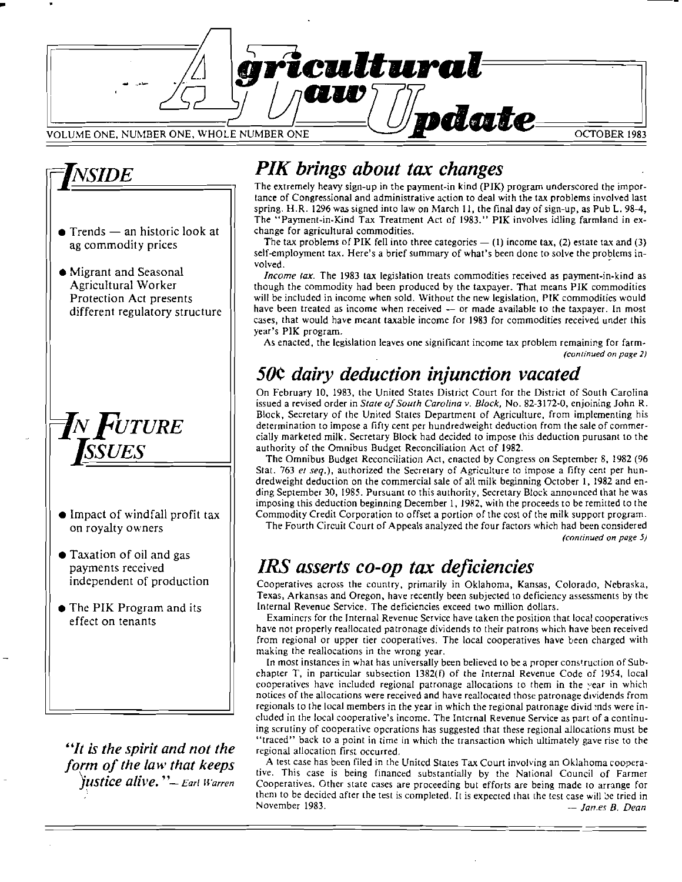# Agricultural Law Update

VOLUME ONE, NUMBER ONE, WHOLE NUMBER ONE — OCTOBER 1983

## INSIDE

- Trends — an historic look at ag commodity prices
- Migrant and Seasonal Agricultural Worker Protection Act presents different regulatory structure

## IN FUTURE ISSUES

- Impact of windfall profit tax on royalty owners
- Taxation of oil and gas payments received independent of production
- The PIK Program and its effect on tenants

*"It is the spirit and not the form of the law that keeps justice alive."— Earl Warren*

## PIK brings about tax changes

The extremely heavy sign-up in the payment-in kind (PIK) program underscored the importance of Congressional and administrative action to deal with the tax problems involved last spring. H.R. 1296 was signed into law on March 11, the final day of sign-up, as Pub L. 98-4, The "Payment-in-Kind Tax Treatment Act of 1983." PIK involves idling farmland in exchange for agricultural commodities.

The tax problems of PIK fell into three categories — (1) income tax, (2) estate tax and (3) self-employment tax. Here's a brief summary of what's been done to solve the problems involved.

*Income tax.* The 1983 tax legislation treats commodities received as payment-in-kind as though the commodity had been produced by the taxpayer. That means PIK commodities will be included in income when sold. Without the new legislation, PIK commodities would have been treated as income when received — or made available to the taxpayer. In most cases, that would have meant taxable income for 1983 for commodities received under this year's PIK program.

As enacted, the legislation leaves one significant income tax problem remaining for farm-

*(continued on page 2)*

## 50¢ dairy deduction injunction vacated

On February 10, 1983, the United States District Court for the District of South Carolina issued a revised order in *State of South Carolina v. Block*, No. 82-3172-0, enjoining John R. Block, Secretary of the United States Department of Agriculture, from implementing his determination to impose a fifty cent per hundredweight deduction from the sale of commercially marketed milk. Secretary Block had decided to impose this deduction purusant to the authority of the Omnibus Budget Reconciliation Act of 1982.

The Omnibus Budget Reconciliation Act, enacted by Congress on September 8, 1982 (96 Stat. 763 *et seq.*), authorized the Secretary of Agriculture to impose a fifty cent per hundredweight deduction on the commercial sale of all milk beginning October 1, 1982 and ending September 30, 1985. Pursuant to this authority, Secretary Block announced that he was imposing this deduction beginning December 1, 1982, with the proceeds to be remitted to the Commodity Credit Corporation to offset a portion of the cost of the milk support program.

The Fourth Circuit Court of Appeals analyzed the four factors which had been considered

*(continued on page 5)*

## IRS asserts co-op tax deficiencies

Cooperatives across the country, primarily in Oklahoma, Kansas, Colorado, Nebraska, Texas, Arkansas and Oregon, have recently been subjected to deficiency assessments by the Internal Revenue Service. The deficiencies exceed two million dollars.

Examiners for the Internal Revenue Service have taken the position that local cooperatives have not properly reallocated patronage dividends to their patrons which have been received from regional or upper tier cooperatives. The local cooperatives have been charged with making the reallocations in the wrong year.

In most instances in what has universally been believed to be a proper construction of Subchapter T, in particular subsection 1382(f) of the Internal Revenue Code of 1954, local cooperatives have included regional patronage allocations to them in the year in which notices of the allocations were received and have reallocated those patronage dividends from regionals to the local members in the year in which the regional patronage dividends were included in the local cooperative's income. The Internal Revenue Service as part of a continuing scrutiny of cooperative operations has suggested that these regional allocations must be "traced" back to a point in time in which the transaction which ultimately gave rise to the regional allocation first occurred.

A test case has been filed in the United States Tax Court involving an Oklahoma cooperative. This case is being financed substantially by the National Council of Farmer Cooperatives. Other state cases are proceeding but efforts are being made to arrange for them to be decided after the test is completed. It is expected that the test case will be tried in November 1983.

*— James B. Dean*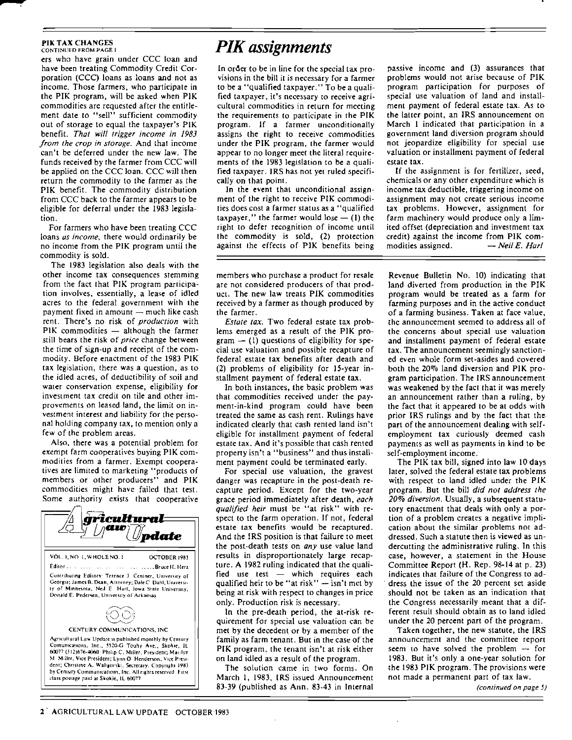## PIK TAX CHANGES

CONTINUED FROM PAGE 1

ers who have grain under CCC loan and have been treating Commodity Credit Corporation (CCC) loans as loans and not as income. Those farmers, who participate in the PIK program, will be asked when PIK commodities are requested after the entitlement date to "sell" sufficient commodity out of storage to equal the taxpayer's PIK benefit. *That will trigger income in 1983 from the crop in storage.* And that income can't be deferred under the new law. The funds received by the farmer from CCC will be applied on the CCC loan. CCC will then return the commodity to the farmer as the PIK benefit. The commodity distribution from CCC back to the farmer appears to be eligible for deferral under the 1983 legislation.

For farmers who have been treating CCC loans *as income*, there would ordinarily be no income from the PIK program until the commodity is sold.

The 1983 legislation also deals with the other income tax consequences stemming from the fact that PIK program participation involves, essentially, a lease of idled acres to the federal government with the payment fixed in amount — much like cash rent. There's no risk of *production* with PIK commodities — although the farmer still bears the risk of *price* change between the time of sign-up and receipt of the commodity. Before enactment of the 1983 PIK tax legislation, there was a question, as to the idled acres, of deductibility of soil and water conservation expense, eligibility for investment tax credit on tile and other improvements on leased land, the limit on investment interest and liability for the personal holding company tax, to mention only a few of the problem areas.

Also, there was a potential problem for exempt farm cooperatives buying PIK commodities from a farmer. Exempt cooperatives are limited to marketing "products of members or other producers" and PIK commodities might have failed that test. Some authority exists that cooperative members who purchase a product for resale are not considered producers of that product. The new law treats PIK commodities received by a farmer as though produced by the farmer.

*Estate tax.* Two federal estate tax problems emerged as a result of the PIK program — (1) questions of eligibility for special use valuation and possible recapture of federal estate tax benefits after death and (2) problems of eligibility for 15-year installment payment of federal estate tax.

In both instances, the basic problem was that commodities received under the payment-in-kind program could have been treated the same as cash rent. Rulings have indicated clearly that cash rented land isn't eligible for installment payment of federal estate tax. And it's possible that cash rented property isn't a "business" and thus installment payment could be terminated early.

For special use valuation, the gravest danger was recapture in the post-death recapture period. Except for the two-year grace period immediately after death, *each qualified heir* must be "at risk" with respect to the farm operation. If not, federal estate tax benefits would be recaptured. And the IRS position is that failure to meet the post-death tests on *any* use value land results in disproportionately large recapture. A 1982 ruling indicated that the qualified use test — which requires each qualified heir to be "at risk" — isn't met by being at risk with respect to changes in price only. Production risk is necessary.

In the pre-death period, the at-risk requirement for special use valuation can be met by the decedent or by a member of the family as farm tenant. But in the case of the PIK program, the tenant isn't at risk either on land idled as a result of the program.

The solution came in two forms. On March 1, 1983, IRS issued Announcement 83-39 (published as Ann. 83-43 in Internal Revenue Bulletin No. 10) indicating that land diverted from production in the PIK program would be treated as a farm for farming purposes and in the active conduct of a farming business. Taken at face value, the announcement seemed to address all of the concerns about special use valuation and installment payment of federal estate tax. The announcement seemingly sanctioned even whole form set-asides and covered both the 20% land diversion and PIK program participation. The IRS announcement was weakened by the fact that it was merely an announcement rather than a ruling, by the fact that it appeared to be at odds with prior IRS rulings and by the fact that the part of the announcement dealing with self-employment tax curiously deemed cash payments as well as payments in kind to be self-employment income.

The PIK tax bill, signed into law 10 days later, solved the federal estate tax problems with respect to land idled under the PIK program. But the bill *did not address the 20% diversion.* Usually, a subsequent statutory enactment that deals with only a portion of a problem creates a negative implication about the similar problems not addressed. Such a statute then is viewed as undercutting the administrative ruling. In this case, however, a statement in the House Committee Report (H. Rep. 98-14 at p. 23) indicates that failure of the Congress to address the issue of the 20 percent set aside should not be taken as an indication that the Congress necessarily meant that a different result should obtain as to land idled under the 20 percent part of the program.

Taken together, the new statute, the IRS announcement and the committee report seem to have solved the problem — for 1983. But it's only a one-year solution for the 1983 PIK program. The provisions were not made a permanent part of tax law.

*(continued on page 5)*

# *PIK assignments*

In order to be in line for the special tax provisions in the bill it is necessary for a farmer to be a "qualified taxpayer." To be a qualified taxpayer, it's necessary to receive agricultural commodities in return for meeting the requirements to participate in the PIK program. If a farmer unconditionally assigns the right to receive commodities under the PIK program, the farmer would appear to no longer meet the literal requirements of the 1983 legislation to be a qualified taxpayer. IRS has not yet ruled specifically on that point.

In the event that unconditional assignment of the right to receive PIK commodities does cost a farmer status as a "qualified taxpayer," the farmer would lose — (1) the right to defer recognition of income until the commodity is sold, (2) protection against the effects of PIK benefits being passive income and (3) assurances that problems would not arise because of PIK program participation for purposes of special use valuation of land and installment payment of federal estate tax. As to the latter point, an IRS announcement on March 1 indicated that participation in a government land diversion program should not jeopardize eligibility for special use valuation or installment payment of federal estate tax.

If the assignment is for fertilizer, seed, chemicals or any other expenditure which is income tax deductible, triggering income on assignment may not create serious income tax problems. However, assignment for farm machinery would produce only a limited offset (depreciation and investment tax credit) against the income from PIK commodities assigned. — *Neil E. Harl*

---

**Agricultural Law Update**

VOL. 1, NO. 1, WHOLE NO. 1 OCTOBER 1983

Editor . . . . . . . . . . . . . . . . . . . Bruce H. Herz

Contributing Editors: Terence J. Centner, University of Georgia; James B. Dean, Attorney; Dale C. Dahl, University of Minnesota; Neil E. Harl, Iowa State University; Donald E. Pedersen, University of Arkansas

CENTURY COMMUNICATIONS, INC.

Agricultural Law Update is published monthly by Century Comunications, Inc., 5520-G Touhy Ave., Skokie, IL 60077 (312)676-4060. Philip C. Miller, President; Marilyn M. Miller, Vice President; Lynn O. Henderson, Vice President; Christine A. Waligorski, Secretary. Copyright 1983 by Century Communications, Inc. All rights reserved. First class postage paid at Skokie, IL 60077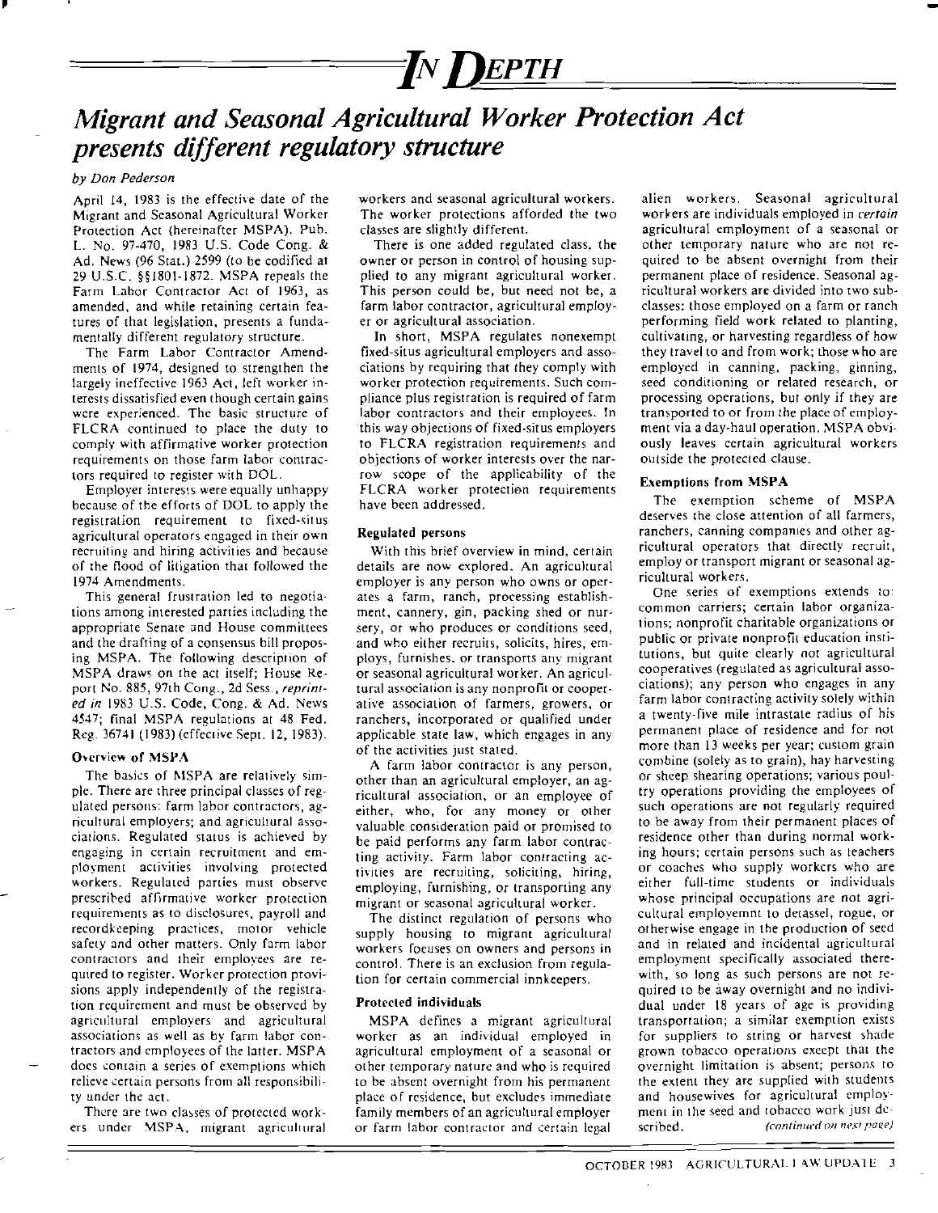# IN DEPTH

## *Migrant and Seasonal Agricultural Worker Protection Act presents different regulatory structure*

*by Don Pederson*

April 14, 1983 is the effective date of the Migrant and Seasonal Agricultural Worker Protection Act (hereinafter MSPA). Pub. L. No. 97-470, 1983 U.S. Code Cong. & Ad. News (96 Stat.) 2599 (to be codified at 29 U.S.C. §§1801-1872. MSPA repeals the Farm Labor Contractor Act of 1963, as amended, and while retaining certain features of that legislation, presents a fundamentally different regulatory structure.

The Farm Labor Contractor Amendments of 1974, designed to strengthen the largely ineffective 1963 Act, left worker interests dissatisfied even though certain gains were experienced. The basic structure of FLCRA continued to place the duty to comply with affirmative worker protection requirements on those farm labor contractors required to register with DOL.

Employer interests were equally unhappy because of the efforts of DOL to apply the registration requirement to fixed-situs agricultural operators engaged in their own recruiting and hiring activities and because of the flood of litigation that followed the 1974 Amendments.

This general frustration led to negotiations among interested parties including the appropriate Senate and House committees and the drafting of a consensus bill proposing MSPA. The following description of MSPA draws on the act itself; House Report No. 885, 97th Cong., 2d Sess., *reprinted in* 1983 U.S. Code, Cong. & Ad. News 4547; final MSPA regulations at 48 Fed. Reg. 36741 (1983) (effective Sept. 12, 1983).

### Overview of MSPA

The basics of MSPA are relatively simple. There are three principal classes of regulated persons: farm labor contractors, agricultural employers; and agricultural associations. Regulated status is achieved by engaging in certain recruitment and employment activities involving protected workers. Regulated parties must observe prescribed affirmative worker protection requirements as to disclosures, payroll and recordkeeping practices, motor vehicle safety and other matters. Only farm labor contractors and their employees are required to register. Worker protection provisions apply independently of the registration requirement and must be observed by agricultural employers and agricultural associations as well as by farm labor contractors and employees of the latter. MSPA does contain a series of exemptions which relieve certain persons from all responsibility under the act.

There are two classes of protected workers under MSPA, migrant agricultural workers and seasonal agricultural workers. The worker protections afforded the two classes are slightly different.

There is one added regulated class, the owner or person in control of housing supplied to any migrant agricultural worker. This person could be, but need not be, a farm labor contractor, agricultural employer or agricultural association.

In short, MSPA regulates nonexempt fixed-situs agricultural employers and associations by requiring that they comply with worker protection requirements. Such compliance plus registration is required of farm labor contractors and their employees. In this way objections of fixed-situs employers to FLCRA registration requirements and objections of worker interests over the narrow scope of the applicability of the FLCRA worker protection requirements have been addressed.

### Regulated persons

With this brief overview in mind, certain details are now explored. An agricultural employer is any person who owns or operates a farm, ranch, processing establishment, cannery, gin, packing shed or nursery, or who produces or conditions seed, and who either recruits, solicits, hires, employs, furnishes, or transports any migrant or seasonal agricultural worker. An agricultural association is any nonprofit or cooperative association of farmers, growers, or ranchers, incorporated or qualified under applicable state law, which engages in any of the activities just stated.

A farm labor contractor is any person, other than an agricultural employer, an agricultural association, or an employee of either, who, for any money or other valuable consideration paid or promised to be paid performs any farm labor contracting activity. Farm labor contracting activities are recruiting, soliciting, hiring, employing, furnishing, or transporting any migrant or seasonal agricultural worker.

The distinct regulation of persons who supply housing to migrant agricultural workers focuses on owners and persons in control. There is an exclusion from regulation for certain commercial innkeepers.

### Protected individuals

MSPA defines a migrant agricultural worker as an individual employed in agricultural employment of a seasonal or other temporary nature and who is required to be absent overnight from his permanent place of residence, but excludes immediate family members of an agricultural employer or farm labor contractor and certain legal alien workers. Seasonal agricultural workers are individuals employed in *certain* agricultural employment of a seasonal or other temporary nature who are not required to be absent overnight from their permanent place of residence. Seasonal agricultural workers are divided into two subclasses: those employed on a farm or ranch performing field work related to planting, cultivating, or harvesting regardless of how they travel to and from work; those who are employed in canning, packing, ginning, seed conditioning or related research, or processing operations, but only if they are transported to or from the place of employment via a day-haul operation. MSPA obviously leaves certain agricultural workers outside the protected clause.

### Exemptions from MSPA

The exemption scheme of MSPA deserves the close attention of all farmers, ranchers, canning companies and other agricultural operators that directly recruit, employ or transport migrant or seasonal agricultural workers.

One series of exemptions extends to: common carriers; certain labor organizations; nonprofit charitable organizations or public or private nonprofit education institutions, but quite clearly not agricultural cooperatives (regulated as agricultural associations); any person who engages in any farm labor contracting activity solely within a twenty-five mile intrastate radius of his permanent place of residence and for not more than 13 weeks per year; custom grain combine (solely as to grain), hay harvesting or sheep shearing operations; various poultry operations providing the employees of such operations are not regularly required to be away from their permanent places of residence other than during normal working hours; certain persons such as teachers or coaches who supply workers who are either full-time students or individuals whose principal occupations are not agricultural employemnt to detassel, rogue, or otherwise engage in the production of seed and in related and incidental agricultural employment specifically associated therewith, so long as such persons are not required to be away overnight and no individual under 18 years of age is providing transportation; a similar exemption exists for suppliers to string or harvest shade grown tobacco operations except that the overnight limitation is absent; persons to the extent they are supplied with students and housewives for agricultural employment in the seed and tobacco work just described. *(continued on next page)*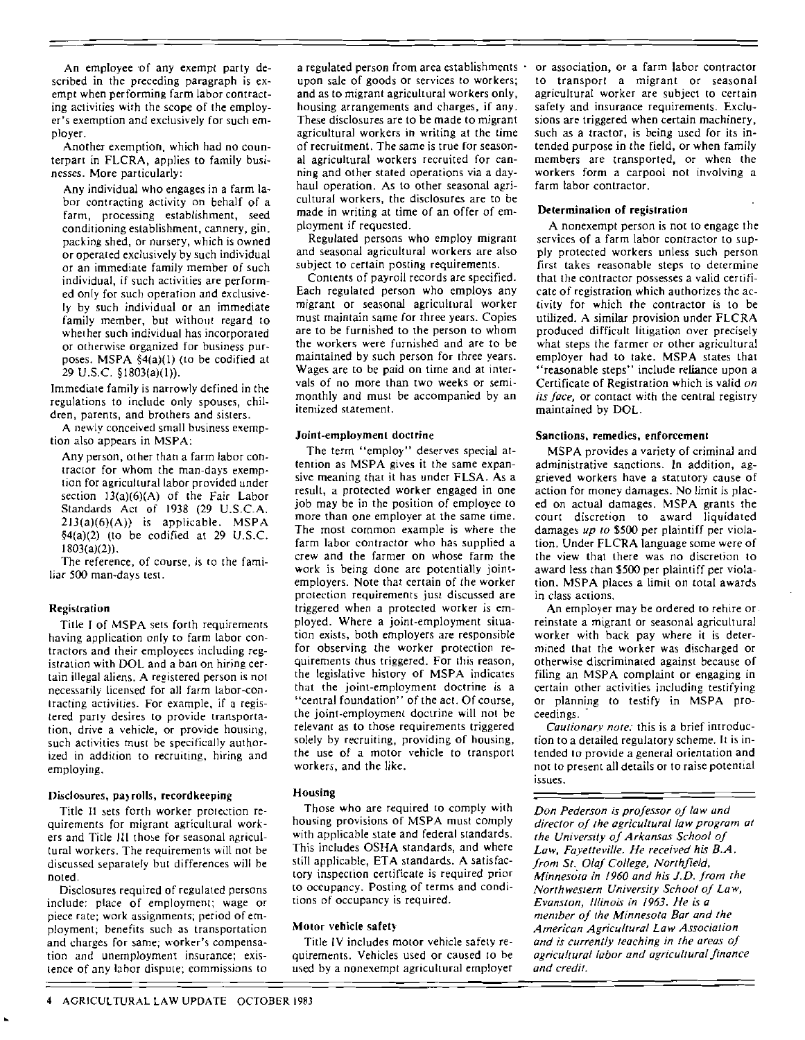An employee of any exempt party described in the preceding paragraph is exempt when performing farm labor contracting activities with the scope of the employer's exemption and exclusively for such employer.

Another exemption, which had no counterpart in FLCRA, applies to family businesses. More particularly:

> Any individual who engages in a farm labor contracting activity on behalf of a farm, processing establishment, seed conditioning establishment, cannery, gin, packing shed, or nursery, which is owned or operated exclusively by such individual or an immediate family member of such individual, if such activities are performed only for such operation and exclusively by such individual or an immediate family member, but without regard to whether such individual has incorporated or otherwise organized for business purposes. MSPA §4(a)(1) (to be codified at 29 U.S.C. §1803(a)(1)).

Immediate family is narrowly defined in the regulations to include only spouses, children, parents, and brothers and sisters.

A newly conceived small business exemption also appears in MSPA:

> Any person, other than a farm labor contractor for whom the man-days exemption for agricultural labor provided under section 13(a)(6)(A) of the Fair Labor Standards Act of 1938 (29 U.S.C.A. 213(a)(6)(A)) is applicable. MSPA §4(a)(2) (to be codified at 29 U.S.C. 1803(a)(2)).

The reference, of course, is to the familiar 500 man-days test.

### Registration

Title I of MSPA sets forth requirements having application only to farm labor contractors and their employees including registration with DOL and a ban on hiring certain illegal aliens. A registered person is not necessarily licensed for all farm labor-contracting activities. For example, if a registered party desires to provide transportation, drive a vehicle, or provide housing, such activities must be specifically authorized in addition to recruiting, hiring and employing.

### Disclosures, payrolls, recordkeeping

Title II sets forth worker protection requirements for migrant agricultural workers and Title III those for seasonal agricultural workers. The requirements will not be discussed separately but differences will be noted.

Disclosures required of regulated persons include: place of employment; wage or piece rate; work assignments; period of employment; benefits such as transportation and charges for same; worker's compensation and unemployment insurance; existence of any labor dispute; commissions to a regulated person from area establishments upon sale of goods or services to workers; and as to migrant agricultural workers only, housing arrangements and charges, if any. These disclosures are to be made to migrant agricultural workers in writing at the time of recruitment. The same is true for seasonal agricultural workers recruited for canning and other stated operations via a day-haul operation. As to other seasonal agricultural workers, the disclosures are to be made in writing at time of an offer of employment if requested.

Regulated persons who employ migrant and seasonal agricultural workers are also subject to certain posting requirements.

Contents of payroll records are specified. Each regulated person who employs any migrant or seasonal agricultural worker must maintain same for three years. Copies are to be furnished to the person to whom the workers were furnished and are to be maintained by such person for three years. Wages are to be paid on time and at intervals of no more than two weeks or semi-monthly and must be accompanied by an itemized statement.

### Joint-employment doctrine

The term "employ" deserves special attention as MSPA gives it the same expansive meaning that it has under FLSA. As a result, a protected worker engaged in one job may be in the position of employee to more than one employer at the same time. The most common example is where the farm labor contractor who has supplied a crew and the farmer on whose farm the work is being done are potentially joint-employers. Note that certain of the worker protection requirements just discussed are triggered when a protected worker is employed. Where a joint-employment situation exists, both employers are responsible for observing the worker protection requirements thus triggered. For this reason, the legislative history of MSPA indicates that the joint-employment doctrine is a "central foundation" of the act. Of course, the joint-employment doctrine will not be relevant as to those requirements triggered solely by recruiting, providing of housing, the use of a motor vehicle to transport workers, and the like.

### Housing

Those who are required to comply with housing provisions of MSPA must comply with applicable state and federal standards. This includes OSHA standards, and where still applicable, ETA standards. A satisfactory inspection certificate is required prior to occupancy. Posting of terms and conditions of occupancy is required.

### Motor vehicle safety

Title IV includes motor vehicle safety requirements. Vehicles used or caused to be used by a nonexempt agricultural employer or association, or a farm labor contractor to transport a migrant or seasonal agricultural worker are subject to certain safety and insurance requirements. Exclusions are triggered when certain machinery, such as a tractor, is being used for its intended purpose in the field, or when family members are transported, or when the workers form a carpool not involving a farm labor contractor.

### Determination of registration

A nonexempt person is not to engage the services of a farm labor contractor to supply protected workers unless such person first takes reasonable steps to determine that the contractor possesses a valid certificate of registration which authorizes the activity for which the contractor is to be utilized. A similar provision under FLCRA produced difficult litigation over precisely what steps the farmer or other agricultural employer had to take. MSPA states that "reasonable steps" include reliance upon a Certificate of Registration which is valid *on its face*, or contact with the central registry maintained by DOL.

### Sanctions, remedies, enforcement

MSPA provides a variety of criminal and administrative sanctions. In addition, aggrieved workers have a statutory cause of action for money damages. No limit is placed on actual damages. MSPA grants the court discretion to award liquidated damages *up to* $500 per plaintiff per violation. Under FLCRA language some were of the view that there was no discretion to award less than $500 per plaintiff per violation. MSPA places a limit on total awards in class actions.

An employer may be ordered to rehire or reinstate a migrant or seasonal agricultural worker with back pay where it is determined that the worker was discharged or otherwise discriminated against because of filing an MSPA complaint or engaging in certain other activities including testifying or planning to testify in MSPA proceedings.

*Cautionary note:* this is a brief introduction to a detailed regulatory scheme. It is intended to provide a general orientation and not to present all details or to raise potential issues.

---

*Don Pederson is professor of law and director of the agricultural law program at the University of Arkansas School of Law, Fayetteville. He received his B.A. from St. Olaf College, Northfield, Minnesota in 1960 and his J.D. from the Northwestern University School of Law, Evanston, Illinois in 1963. He is a member of the Minnesota Bar and the American Agricultural Law Association and is currently teaching in the areas of agricultural labor and agricultural finance and credit.*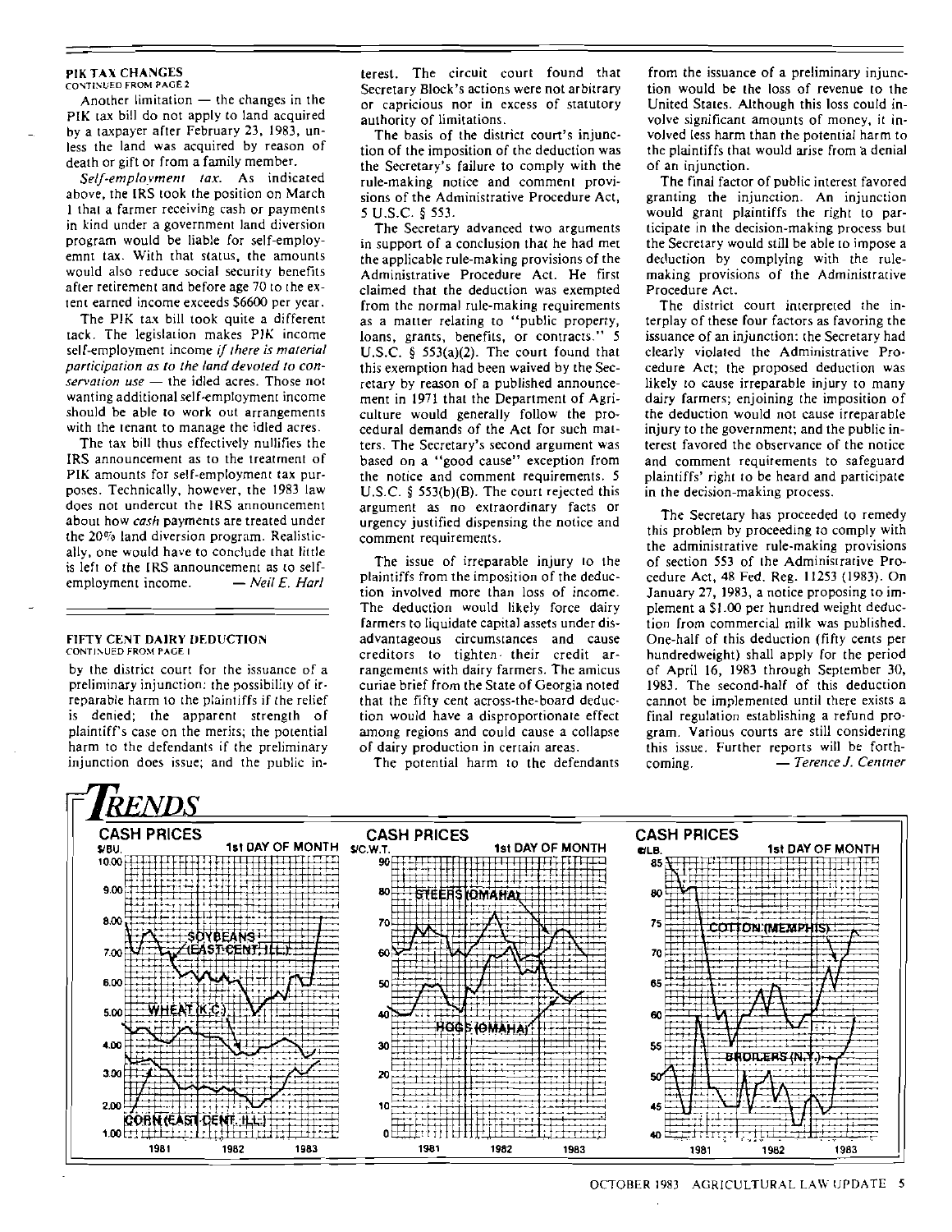## PIK TAX CHANGES

CONTINUED FROM PAGE 2

Another limitation — the changes in the PIK tax bill do not apply to land acquired by a taxpayer after February 23, 1983, unless the land was acquired by reason of death or gift or from a family member.

*Self-employment tax.* As indicated above, the IRS took the position on March 1 that a farmer receiving cash or payments in kind under a government land diversion program would be liable for self-employemnt tax. With that status, the amounts would also reduce social security benefits after retirement and before age 70 to the extent earned income exceeds $6600 per year.

The PIK tax bill took quite a different tack. The legislation makes PIK income self-employment income *if there is material participation as to the land devoted to conservation use* — the idled acres. Those not wanting additional self-employment income should be able to work out arrangements with the tenant to manage the idled acres.

The tax bill thus effectively nullifies the IRS announcement as to the treatment of PIK amounts for self-employment tax purposes. Technically, however, the 1983 law does not undercut the IRS announcement about how *cash* payments are treated under the 20% land diversion program. Realistically, one would have to conclude that little is left of the IRS announcement as to self-employment income. — *Neil E. Harl*

## FIFTY CENT DAIRY DEDUCTION

CONTINUED FROM PAGE 1

by the district court for the issuance of a preliminary injunction: the possibility of irreparable harm to the plaintiffs if the relief is denied; the apparent strength of plaintiff's case on the merits; the potential harm to the defendants if the preliminary injunction does issue; and the public interest. The circuit court found that Secretary Block's actions were not arbitrary or capricious nor in excess of statutory authority of limitations.

The basis of the district court's injunction of the imposition of the deduction was the Secretary's failure to comply with the rule-making notice and comment provisions of the Administrative Procedure Act, 5 U.S.C. § 553.

The Secretary advanced two arguments in support of a conclusion that he had met the applicable rule-making provisions of the Administrative Procedure Act. He first claimed that the deduction was exempted from the normal rule-making requirements as a matter relating to "public property, loans, grants, benefits, or contracts." 5 U.S.C. § 553(a)(2). The court found that this exemption had been waived by the Secretary by reason of a published announcement in 1971 that the Department of Agriculture would generally follow the procedural demands of the Act for such matters. The Secretary's second argument was based on a "good cause" exception from the notice and comment requirements. 5 U.S.C. § 553(b)(B). The court rejected this argument as no extraordinary facts or urgency justified dispensing the notice and comment requirements.

The issue of irreparable injury to the plaintiffs from the imposition of the deduction involved more than loss of income. The deduction would likely force dairy farmers to liquidate capital assets under disadvantageous circumstances and cause creditors to tighten their credit arrangements with dairy farmers. The amicus curiae brief from the State of Georgia noted that the fifty cent across-the-board deduction would have a disproportionate effect among regions and could cause a collapse of dairy production in certain areas.

The potential harm to the defendants from the issuance of a preliminary injunction would be the loss of revenue to the United States. Although this loss could involve significant amounts of money, it involved less harm than the potential harm to the plaintiffs that would arise from a denial of an injunction.

The final factor of public interest favored granting the injunction. An injunction would grant plaintiffs the right to participate in the decision-making process but the Secretary would still be able to impose a deduction by complying with the rule-making provisions of the Administrative Procedure Act.

The district court interpreted the interplay of these four factors as favoring the issuance of an injunction: the Secretary had clearly violated the Administrative Procedure Act; the proposed deduction was likely to cause irreparable injury to many dairy farmers; enjoining the imposition of the deduction would not cause irreparable injury to the government; and the public interest favored the observance of the notice and comment requirements to safeguard plaintiffs' right to be heard and participate in the decision-making process.

The Secretary has proceeded to remedy this problem by proceeding to comply with the administrative rule-making provisions of section 553 of the Administrative Procedure Act, 48 Fed. Reg. 11253 (1983). On January 27, 1983, a notice proposing to implement a $1.00 per hundred weight deduction from commercial milk was published. One-half of this deduction (fifty cents per hundredweight) shall apply for the period of April 16, 1983 through September 30, 1983. The second-half of this deduction cannot be implemented until there exists a final regulation establishing a refund program. Various courts are still considering this issue. Further reports will be forthcoming. — *Terence J. Centner*

## TRENDS

CASH PRICES — 1st DAY OF MONTH ($/BU.): SOYBEANS (EAST CENT. ILL.), WHEAT (K.C.), CORN (EAST CENT. ILL.) — 1981, 1982, 1983

CASH PRICES — 1st DAY OF MONTH ($/C.W.T.): STEERS (OMAHA), HOGS (OMAHA) — 1981, 1982, 1983

CASH PRICES — 1st DAY OF MONTH (¢/LB.): COTTON (MEMPHIS), BROILERS (N.Y.) — 1981, 1982, 1983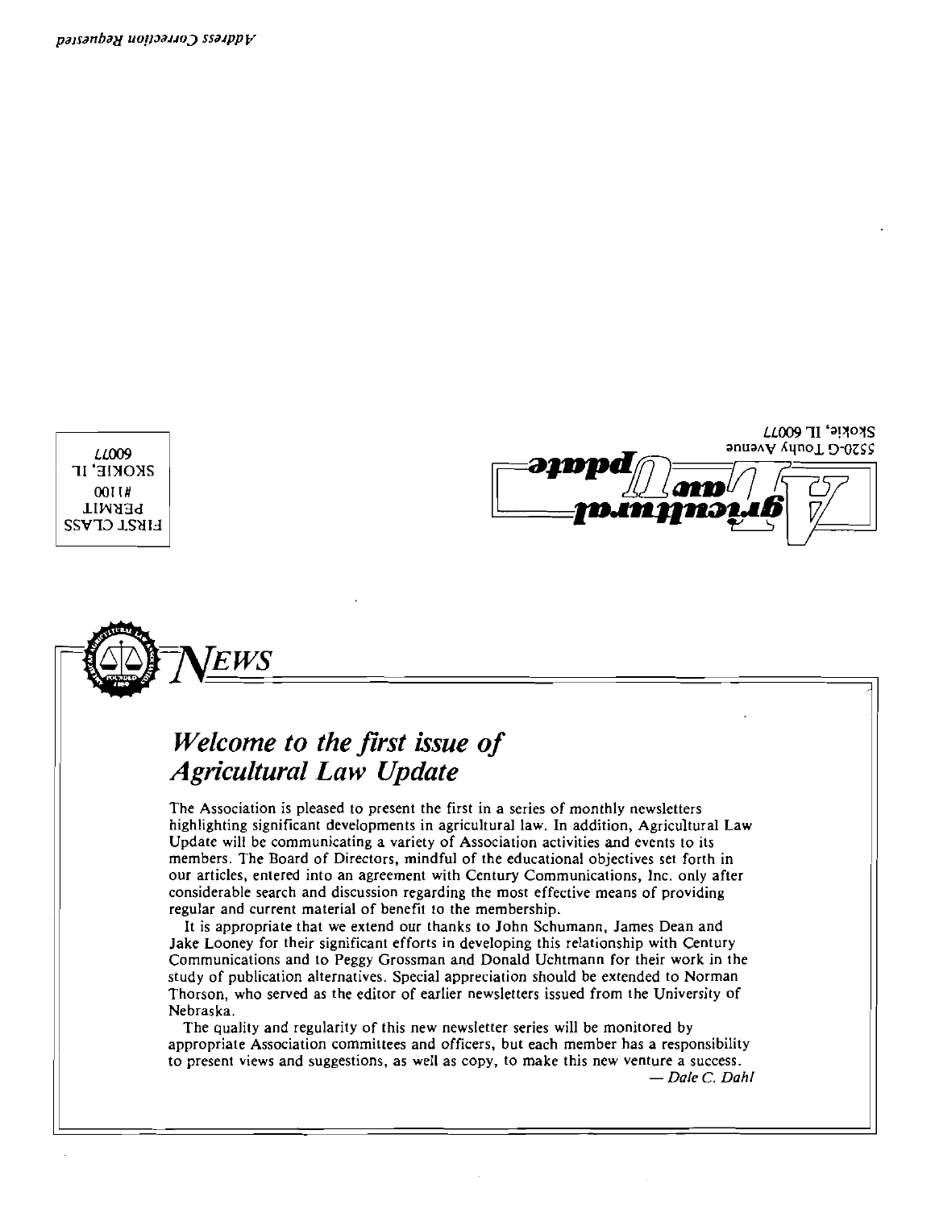Address Correction Requested

Agricultural Law Update

5520-G Touhy Avenue

Skokie, IL 60077

FIRST CLASS

PERMIT

#1100

SKOKIE, IL

60077

# NEWS

## *Welcome to the first issue of Agricultural Law Update*

The Association is pleased to present the first in a series of monthly newsletters highlighting significant developments in agricultural law. In addition, Agricultural Law Update will be communicating a variety of Association activities and events to its members. The Board of Directors, mindful of the educational objectives set forth in our articles, entered into an agreement with Century Communications, Inc. only after considerable search and discussion regarding the most effective means of providing regular and current material of benefit to the membership.

It is appropriate that we extend our thanks to John Schumann, James Dean and Jake Looney for their significant efforts in developing this relationship with Century Communications and to Peggy Grossman and Donald Uchtmann for their work in the study of publication alternatives. Special appreciation should be extended to Norman Thorson, who served as the editor of earlier newsletters issued from the University of Nebraska.

The quality and regularity of this new newsletter series will be monitored by appropriate Association committees and officers, but each member has a responsibility to present views and suggestions, as well as copy, to make this new venture a success.

*— Dale C. Dahl*